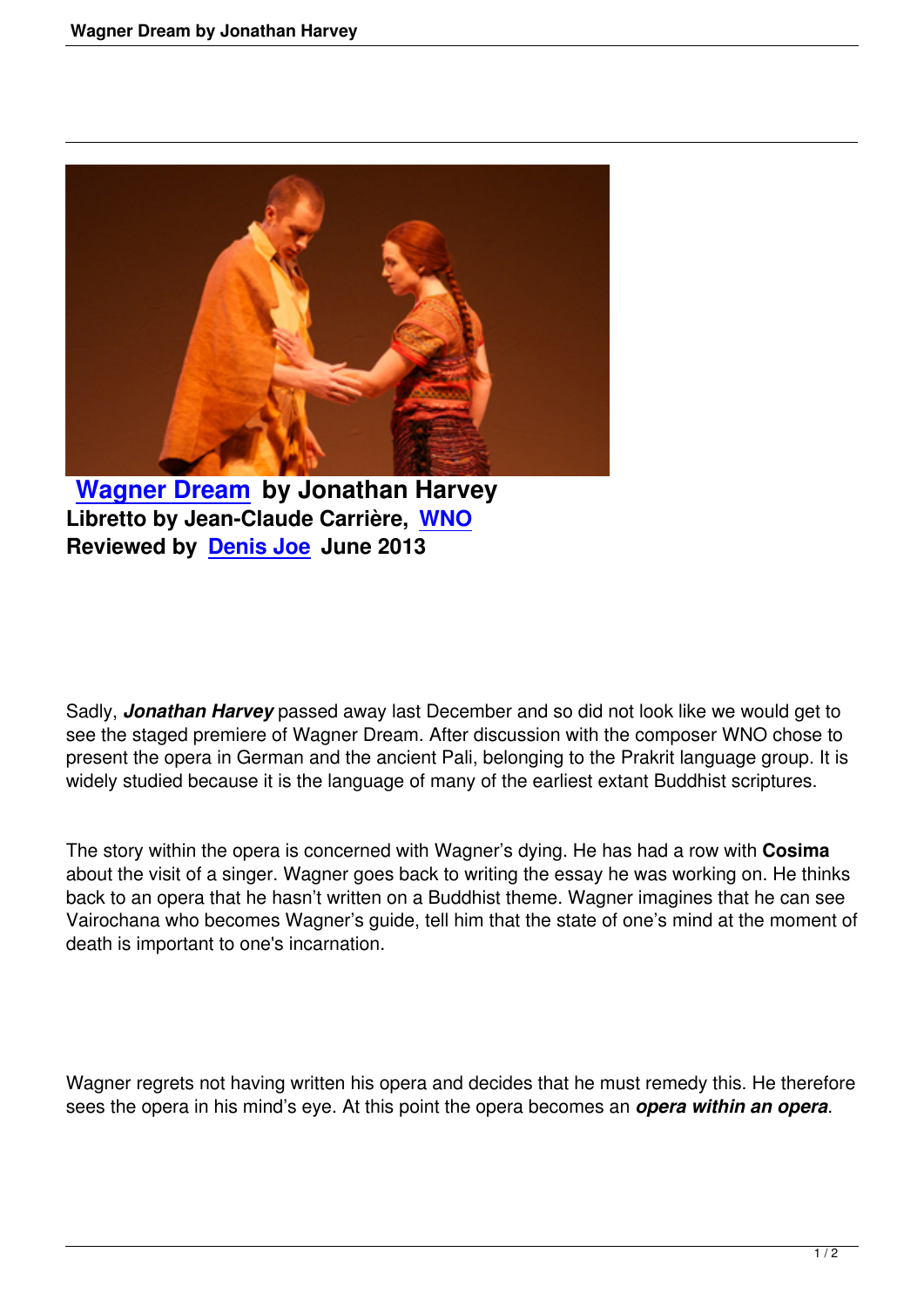**Wagner Dream by Jonathan Harvey**
**Libretto by Jean-Claude Carrière, WNO**
**Reviewed by Denis Joe June 2013**

Sadly, ***Jonathan Harvey*** passed away last December and so did not look like we would get to see the staged premiere of Wagner Dream. After discussion with the composer WNO chose to present the opera in German and the ancient Pali, belonging to the Prakrit language group. It is widely studied because it is the language of many of the earliest extant Buddhist scriptures.

The story within the opera is concerned with Wagner's dying. He has had a row with **Cosima** about the visit of a singer. Wagner goes back to writing the essay he was working on. He thinks back to an opera that he hasn't written on a Buddhist theme. Wagner imagines that he can see Vairochana who becomes Wagner's guide, tell him that the state of one's mind at the moment of death is important to one's incarnation.

Wagner regrets not having written his opera and decides that he must remedy this. He therefore sees the opera in his mind's eye. At this point the opera becomes an ***opera within an opera***.